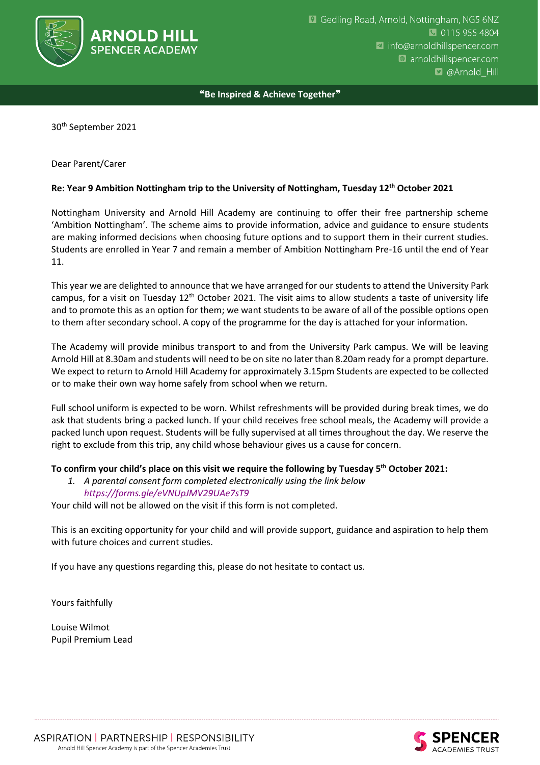**ARNOLD HILL SPENCER ACADEMY**

Gedling Road, Arnold, Nottingham, NG5 6NZ
0115 955 4804
info@arnoldhillspencer.com
arnoldhillspencer.com
@Arnold_Hill

**"Be Inspired & Achieve Together"**

30th September 2021

Dear Parent/Carer

**Re: Year 9 Ambition Nottingham trip to the University of Nottingham, Tuesday 12th October 2021**

Nottingham University and Arnold Hill Academy are continuing to offer their free partnership scheme 'Ambition Nottingham'. The scheme aims to provide information, advice and guidance to ensure students are making informed decisions when choosing future options and to support them in their current studies. Students are enrolled in Year 7 and remain a member of Ambition Nottingham Pre-16 until the end of Year 11.

This year we are delighted to announce that we have arranged for our students to attend the University Park campus, for a visit on Tuesday 12th October 2021. The visit aims to allow students a taste of university life and to promote this as an option for them; we want students to be aware of all of the possible options open to them after secondary school. A copy of the programme for the day is attached for your information.

The Academy will provide minibus transport to and from the University Park campus. We will be leaving Arnold Hill at 8.30am and students will need to be on site no later than 8.20am ready for a prompt departure. We expect to return to Arnold Hill Academy for approximately 3.15pm Students are expected to be collected or to make their own way home safely from school when we return.

Full school uniform is expected to be worn. Whilst refreshments will be provided during break times, we do ask that students bring a packed lunch. If your child receives free school meals, the Academy will provide a packed lunch upon request. Students will be fully supervised at all times throughout the day. We reserve the right to exclude from this trip, any child whose behaviour gives us a cause for concern.

**To confirm your child's place on this visit we require the following by Tuesday 5th October 2021:**

1. *A parental consent form completed electronically using the link below* *https://forms.gle/eVNUpJMV29UAe7sT9*

Your child will not be allowed on the visit if this form is not completed.

This is an exciting opportunity for your child and will provide support, guidance and aspiration to help them with future choices and current studies.

If you have any questions regarding this, please do not hesitate to contact us.

Yours faithfully

Louise Wilmot
Pupil Premium Lead

ASPIRATION | PARTNERSHIP | RESPONSIBILITY
Arnold Hill Spencer Academy is part of the Spencer Academies Trust

SPENCER ACADEMIES TRUST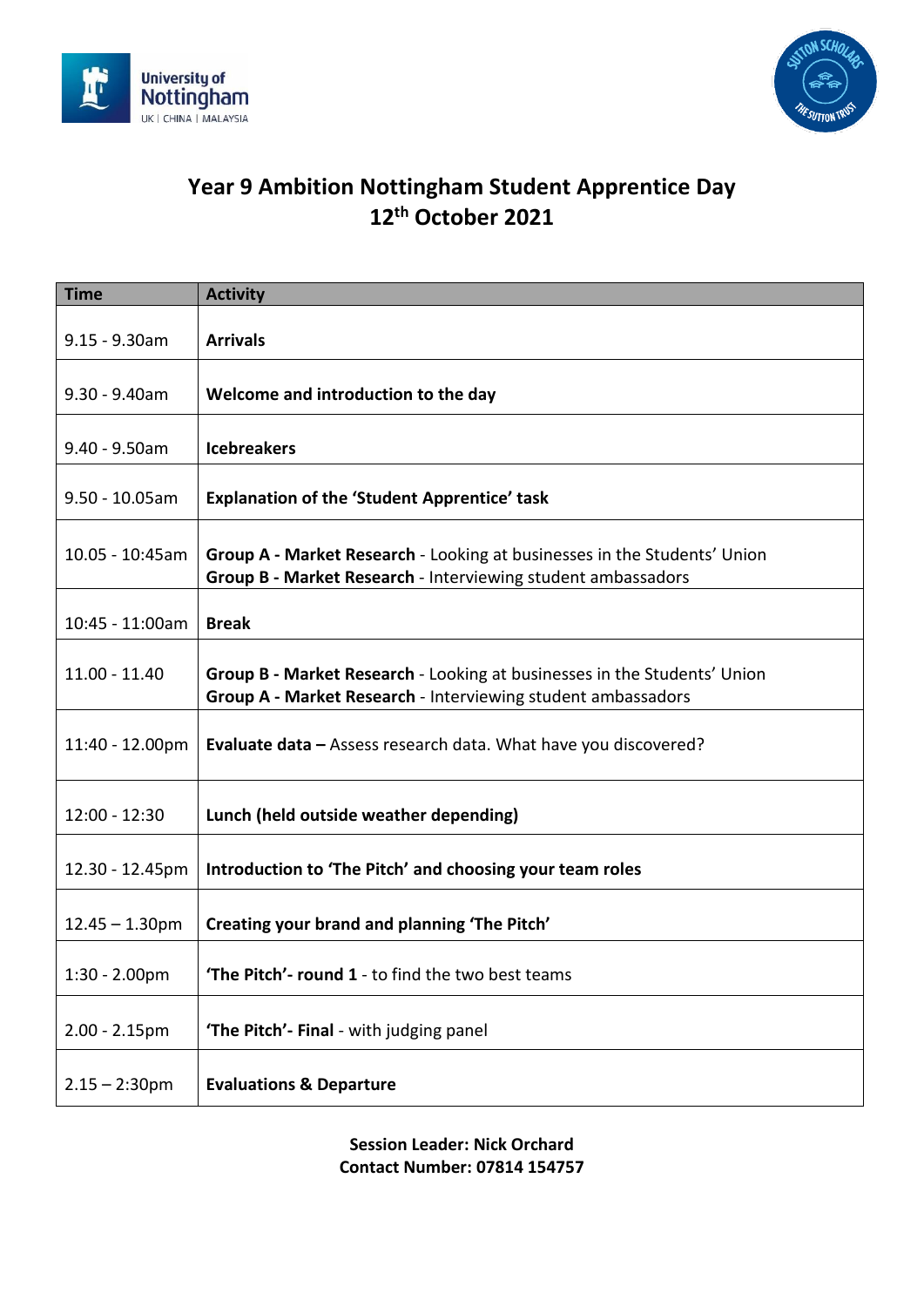# Year 9 Ambition Nottingham Student Apprentice Day
## 12th October 2021

| Time | Activity |
|---|---|
| 9.15 - 9.30am | **Arrivals** |
| 9.30 - 9.40am | **Welcome and introduction to the day** |
| 9.40 - 9.50am | **Icebreakers** |
| 9.50 - 10.05am | **Explanation of the 'Student Apprentice' task** |
| 10.05 - 10:45am | **Group A - Market Research** - Looking at businesses in the Students' Union<br>**Group B - Market Research** - Interviewing student ambassadors |
| 10:45 - 11:00am | **Break** |
| 11.00 - 11.40 | **Group B - Market Research** - Looking at businesses in the Students' Union<br>**Group A - Market Research** - Interviewing student ambassadors |
| 11:40 - 12.00pm | **Evaluate data –** Assess research data. What have you discovered? |
| 12:00 - 12:30 | **Lunch (held outside weather depending)** |
| 12.30 - 12.45pm | **Introduction to 'The Pitch' and choosing your team roles** |
| 12.45 – 1.30pm | **Creating your brand and planning 'The Pitch'** |
| 1:30 - 2.00pm | **'The Pitch'- round 1** - to find the two best teams |
| 2.00 - 2.15pm | **'The Pitch'- Final** - with judging panel |
| 2.15 – 2:30pm | **Evaluations & Departure** |

**Session Leader: Nick Orchard**
**Contact Number: 07814 154757**